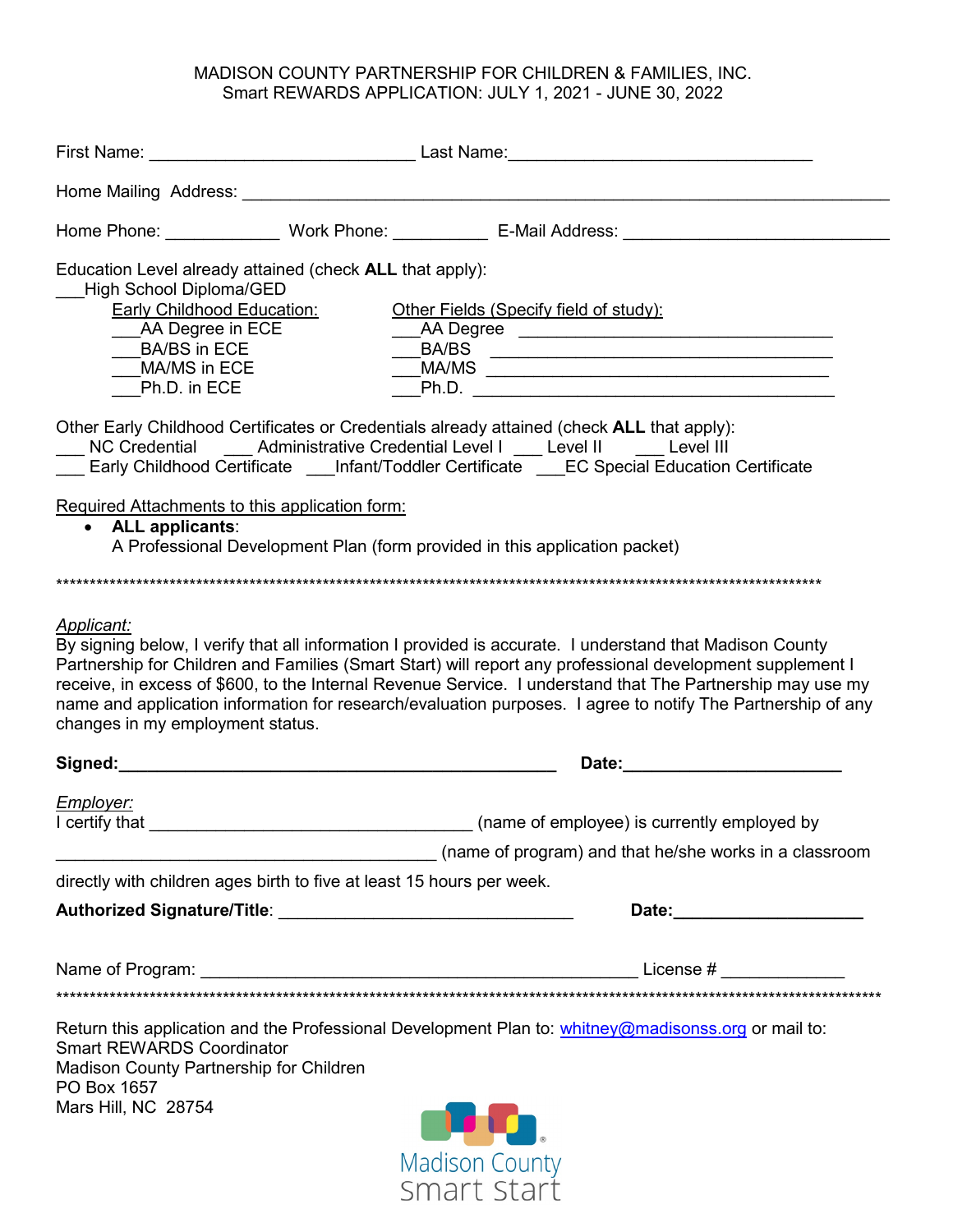MADISON COUNTY PARTNERSHIP FOR CHILDREN & FAMILIES, INC.
Smart REWARDS APPLICATION: JULY 1, 2021 - JUNE 30, 2022

First Name: ____________________________ Last Name:________________________________

Home Mailing Address: _____________________________________________________________________

Home Phone: ____________ Work Phone: __________ E-Mail Address: ___________________________

Education Level already attained (check **ALL** that apply):
___High School Diploma/GED

| Early Childhood Education: | Other Fields (Specify field of study): |
|---|---|
| ___AA Degree in ECE | ___AA Degree ________________________________ |
| ___BA/BS in ECE | ___BA/BS ____________________________________ |
| ___MA/MS in ECE | ___MA/MS ____________________________________ |
| ___Ph.D. in ECE | ___Ph.D. _____________________________________ |

Other Early Childhood Certificates or Credentials already attained (check **ALL** that apply):
___ NC Credential ___ Administrative Credential Level I ___ Level II ___ Level III
___ Early Childhood Certificate ___Infant/Toddler Certificate ___EC Special Education Certificate

Required Attachments to this application form:

- **ALL applicants**:
  A Professional Development Plan (form provided in this application packet)

*******************************************************************************************************************

*Applicant:*
By signing below, I verify that all information I provided is accurate. I understand that Madison County Partnership for Children and Families (Smart Start) will report any professional development supplement I receive, in excess of $600, to the Internal Revenue Service. I understand that The Partnership may use my name and application information for research/evaluation purposes. I agree to notify The Partnership of any changes in my employment status.

**Signed:**_______________________________________________ **Date:**______________________

*Employer:*
I certify that __________________________________ (name of employee) is currently employed by

__________________________________________ (name of program) and that he/she works in a classroom

directly with children ages birth to five at least 15 hours per week.

**Authorized Signature/Title**: ________________________________ **Date:**____________________

Name of Program: ______________________________________________ License # _____________

*******************************************************************************************************************

Return this application and the Professional Development Plan to: whitney@madisonss.org or mail to:
Smart REWARDS Coordinator
Madison County Partnership for Children
PO Box 1657
Mars Hill, NC 28754

Madison County
smart start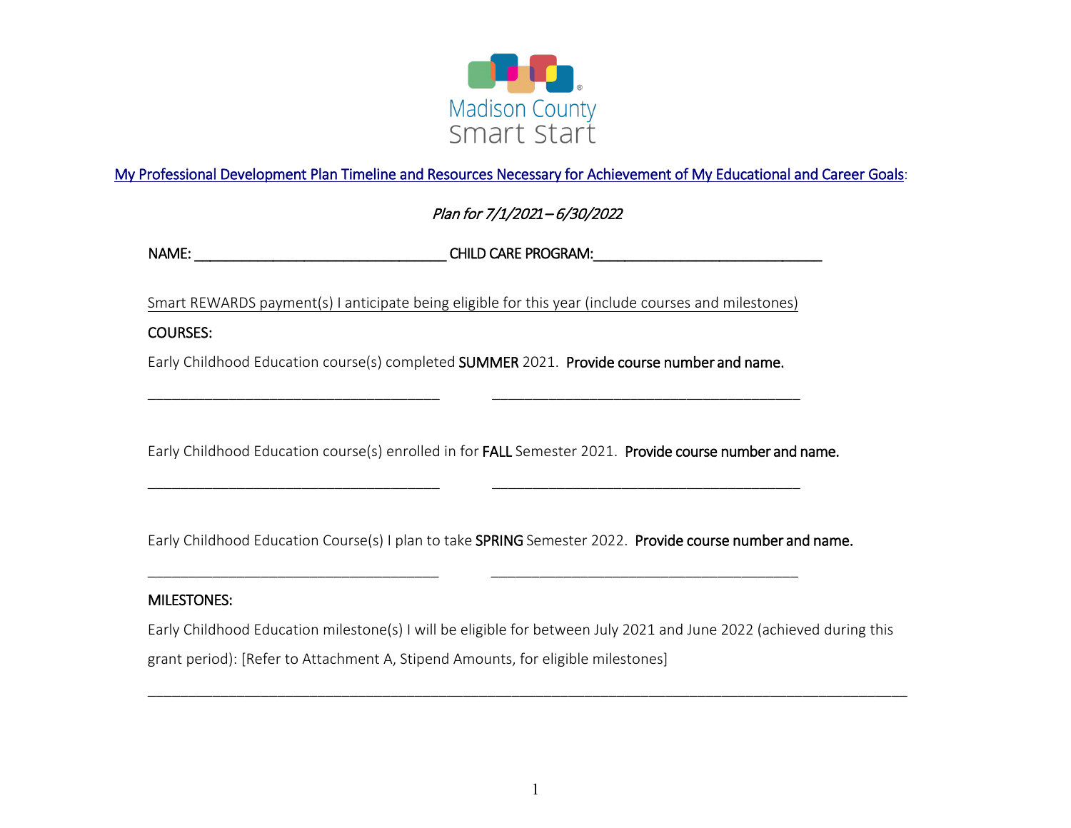Madison County Smart Start

My Professional Development Plan Timeline and Resources Necessary for Achievement of My Educational and Career Goals:

*Plan for 7/1/2021 – 6/30/2022*

NAME: ________________________________ CHILD CARE PROGRAM:_____________________________

Smart REWARDS payment(s) I anticipate being eligible for this year (include courses and milestones)

COURSES:

Early Childhood Education course(s) completed **SUMMER** 2021. **Provide course number and name.**

_____________________________________ _______________________________________

Early Childhood Education course(s) enrolled in for **FALL** Semester 2021. **Provide course number and name.**

_____________________________________ _______________________________________

Early Childhood Education Course(s) I plan to take **SPRING** Semester 2022. **Provide course number and name.**

_____________________________________ _______________________________________

MILESTONES:

Early Childhood Education milestone(s) I will be eligible for between July 2021 and June 2022 (achieved during this grant period): [Refer to Attachment A, Stipend Amounts, for eligible milestones]

_______________________________________________________________________________________________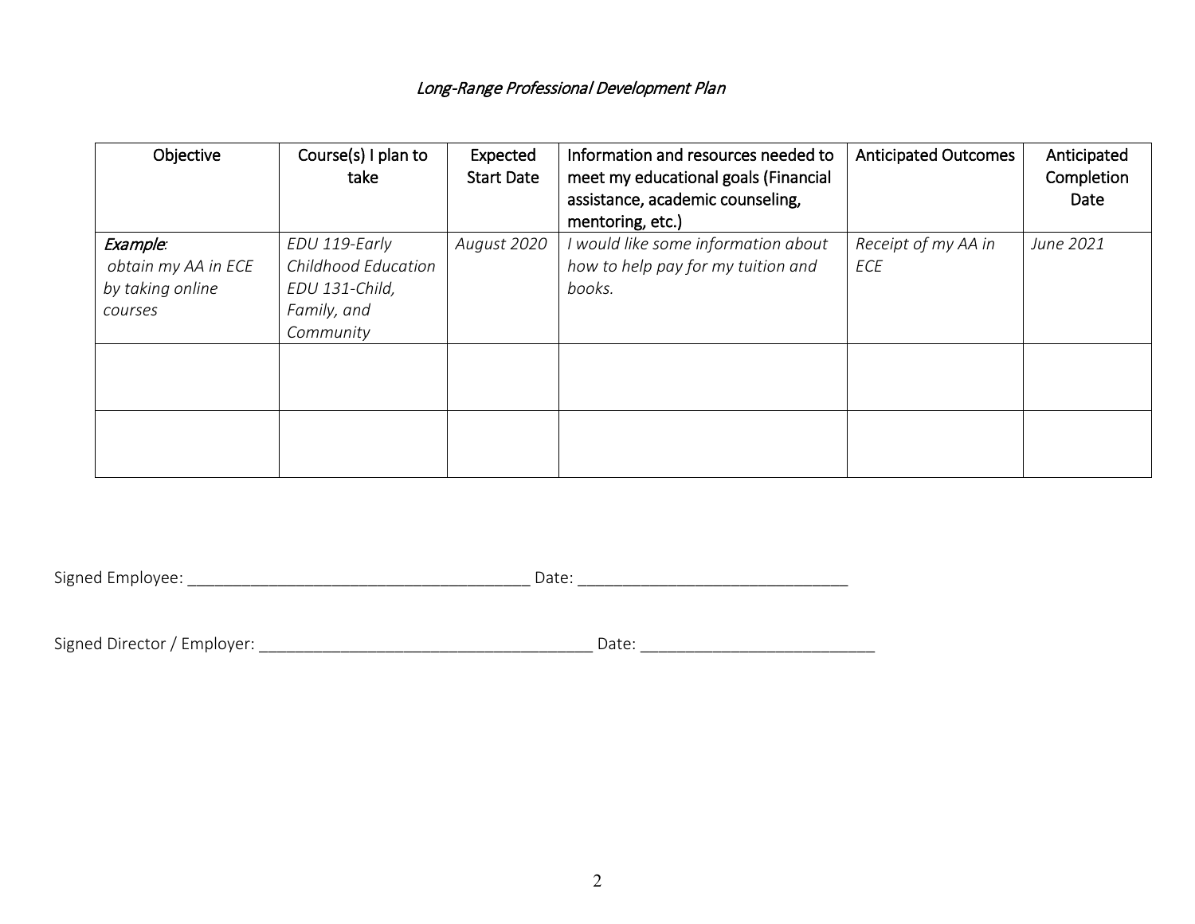*Long-Range Professional Development Plan*

| Objective | Course(s) I plan to take | Expected Start Date | Information and resources needed to meet my educational goals (Financial assistance, academic counseling, mentoring, etc.) | Anticipated Outcomes | Anticipated Completion Date |
|---|---|---|---|---|---|
| *Example*: *obtain my AA in ECE by taking online courses* | *EDU 119-Early Childhood Education* *EDU 131-Child, Family, and Community* | *August 2020* | *I would like some information about how to help pay for my tuition and books.* | *Receipt of my AA in ECE* | *June 2021* |
| | | | | | |
| | | | | | |

Signed Employee: ______________________________________ Date: ______________________________

Signed Director / Employer: ____________________________________ Date: __________________________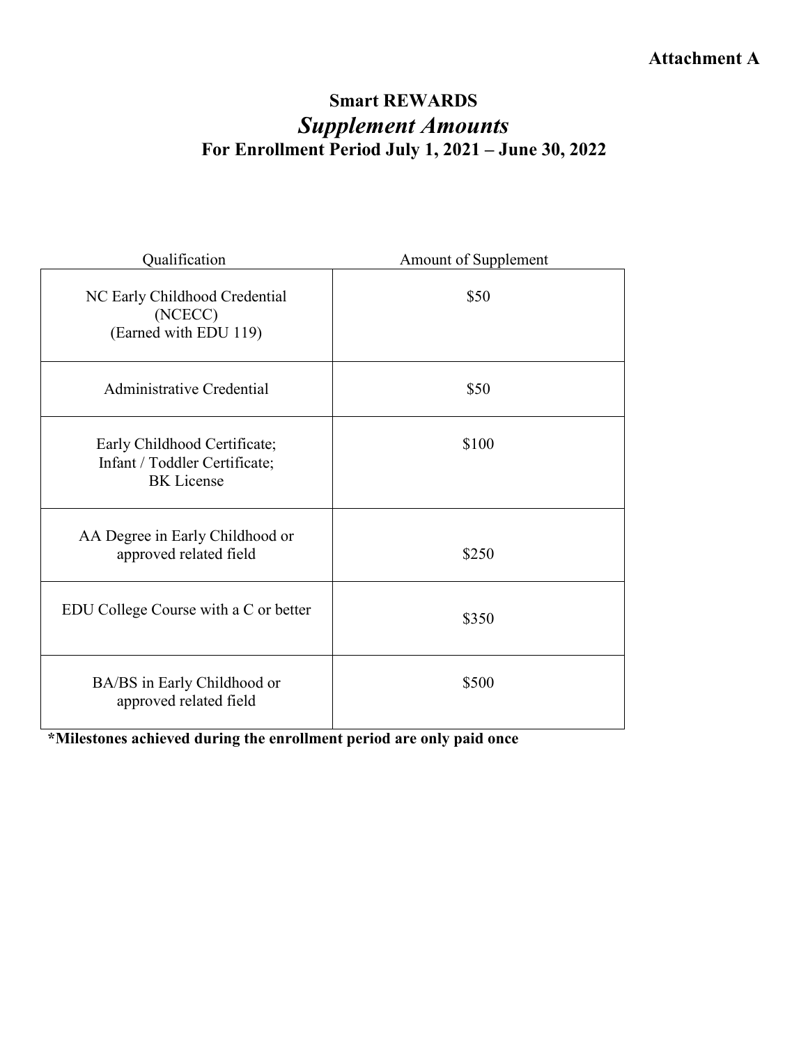**Attachment A**

# Smart REWARDS

## *Supplement Amounts*

### For Enrollment Period July 1, 2021 – June 30, 2022

| Qualification | Amount of Supplement |
|---|---|
| NC Early Childhood Credential (NCECC) (Earned with EDU 119) | $50 |
| Administrative Credential | $50 |
| Early Childhood Certificate; Infant / Toddler Certificate; BK License | $100 |
| AA Degree in Early Childhood or approved related field | $250 |
| EDU College Course with a C or better | $350 |
| BA/BS in Early Childhood or approved related field | $500 |

**\*Milestones achieved during the enrollment period are only paid once**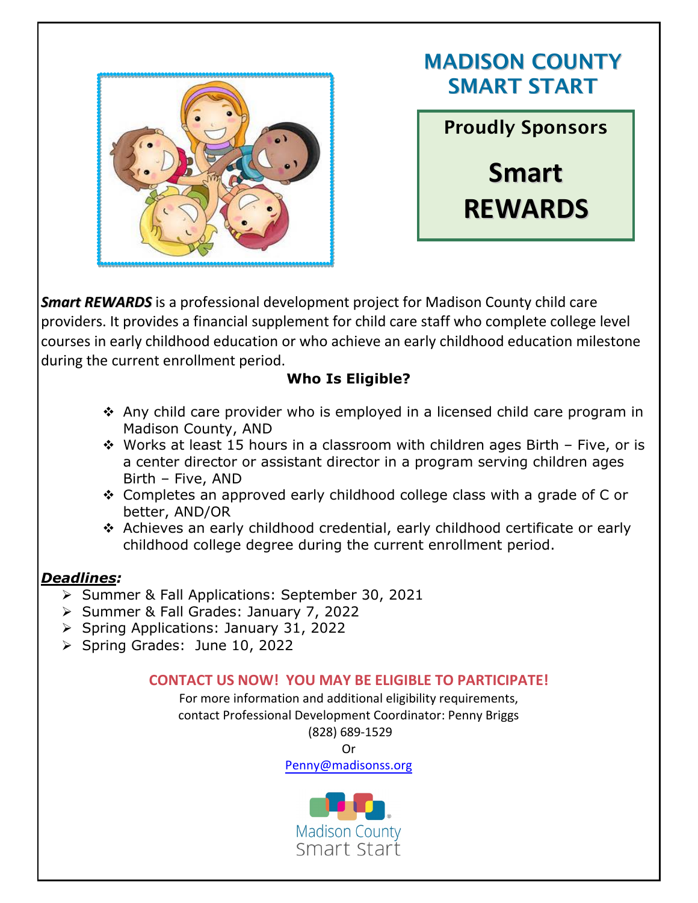# MADISON COUNTY SMART START

Proudly Sponsors

## Smart REWARDS

***Smart REWARDS*** is a professional development project for Madison County child care providers. It provides a financial supplement for child care staff who complete college level courses in early childhood education or who achieve an early childhood education milestone during the current enrollment period.

**Who Is Eligible?**

- Any child care provider who is employed in a licensed child care program in Madison County, AND
- Works at least 15 hours in a classroom with children ages Birth – Five, or is a center director or assistant director in a program serving children ages Birth – Five, AND
- Completes an approved early childhood college class with a grade of C or better, AND/OR
- Achieves an early childhood credential, early childhood certificate or early childhood college degree during the current enrollment period.

***Deadlines:***

- Summer & Fall Applications: September 30, 2021
- Summer & Fall Grades: January 7, 2022
- Spring Applications: January 31, 2022
- Spring Grades: June 10, 2022

**CONTACT US NOW! YOU MAY BE ELIGIBLE TO PARTICIPATE!**

For more information and additional eligibility requirements,
contact Professional Development Coordinator: Penny Briggs
(828) 689-1529
Or
Penny@madisonss.org

Madison County Smart Start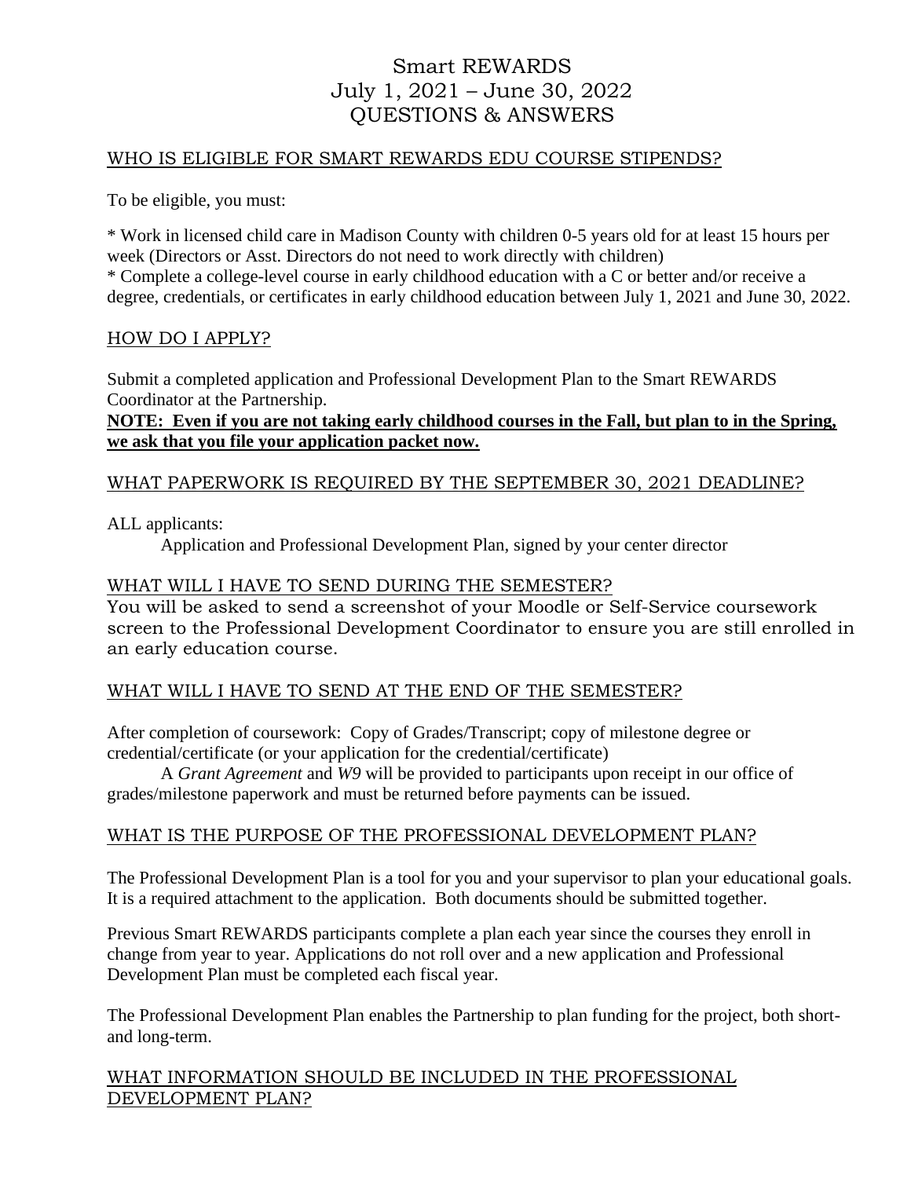# Smart REWARDS
# July 1, 2021 – June 30, 2022
# QUESTIONS & ANSWERS

## WHO IS ELIGIBLE FOR SMART REWARDS EDU COURSE STIPENDS?

To be eligible, you must:

* Work in licensed child care in Madison County with children 0-5 years old for at least 15 hours per week (Directors or Asst. Directors do not need to work directly with children)
* Complete a college-level course in early childhood education with a C or better and/or receive a degree, credentials, or certificates in early childhood education between July 1, 2021 and June 30, 2022.

## HOW DO I APPLY?

Submit a completed application and Professional Development Plan to the Smart REWARDS Coordinator at the Partnership.

**NOTE: Even if you are not taking early childhood courses in the Fall, but plan to in the Spring, we ask that you file your application packet now.**

## WHAT PAPERWORK IS REQUIRED BY THE SEPTEMBER 30, 2021 DEADLINE?

ALL applicants:

Application and Professional Development Plan, signed by your center director

## WHAT WILL I HAVE TO SEND DURING THE SEMESTER?

You will be asked to send a screenshot of your Moodle or Self-Service coursework screen to the Professional Development Coordinator to ensure you are still enrolled in an early education course.

## WHAT WILL I HAVE TO SEND AT THE END OF THE SEMESTER?

After completion of coursework: Copy of Grades/Transcript; copy of milestone degree or credential/certificate (or your application for the credential/certificate)

A *Grant Agreement* and *W9* will be provided to participants upon receipt in our office of grades/milestone paperwork and must be returned before payments can be issued.

## WHAT IS THE PURPOSE OF THE PROFESSIONAL DEVELOPMENT PLAN?

The Professional Development Plan is a tool for you and your supervisor to plan your educational goals. It is a required attachment to the application. Both documents should be submitted together.

Previous Smart REWARDS participants complete a plan each year since the courses they enroll in change from year to year. Applications do not roll over and a new application and Professional Development Plan must be completed each fiscal year.

The Professional Development Plan enables the Partnership to plan funding for the project, both short- and long-term.

## WHAT INFORMATION SHOULD BE INCLUDED IN THE PROFESSIONAL DEVELOPMENT PLAN?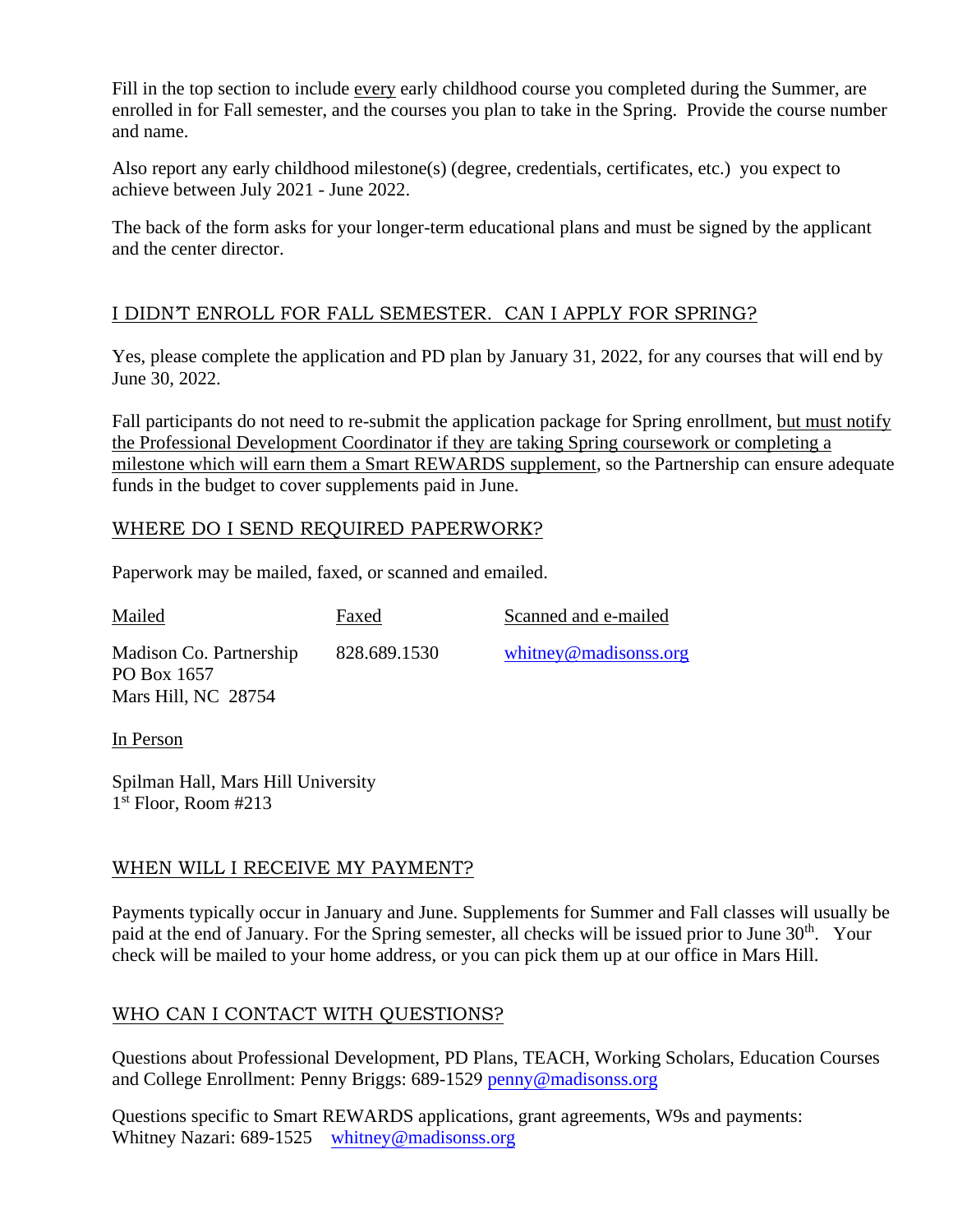Fill in the top section to include every early childhood course you completed during the Summer, are enrolled in for Fall semester, and the courses you plan to take in the Spring. Provide the course number and name.

Also report any early childhood milestone(s) (degree, credentials, certificates, etc.) you expect to achieve between July 2021 - June 2022.

The back of the form asks for your longer-term educational plans and must be signed by the applicant and the center director.

## I DIDN'T ENROLL FOR FALL SEMESTER. CAN I APPLY FOR SPRING?

Yes, please complete the application and PD plan by January 31, 2022, for any courses that will end by June 30, 2022.

Fall participants do not need to re-submit the application package for Spring enrollment, but must notify the Professional Development Coordinator if they are taking Spring coursework or completing a milestone which will earn them a Smart REWARDS supplement, so the Partnership can ensure adequate funds in the budget to cover supplements paid in June.

## WHERE DO I SEND REQUIRED PAPERWORK?

Paperwork may be mailed, faxed, or scanned and emailed.

| Mailed | Faxed | Scanned and e-mailed |
|---|---|---|
| Madison Co. Partnership<br>PO Box 1657<br>Mars Hill, NC 28754 | 828.689.1530 | whitney@madisonss.org |

In Person

Spilman Hall, Mars Hill University
1st Floor, Room #213

## WHEN WILL I RECEIVE MY PAYMENT?

Payments typically occur in January and June. Supplements for Summer and Fall classes will usually be paid at the end of January. For the Spring semester, all checks will be issued prior to June 30th. Your check will be mailed to your home address, or you can pick them up at our office in Mars Hill.

## WHO CAN I CONTACT WITH QUESTIONS?

Questions about Professional Development, PD Plans, TEACH, Working Scholars, Education Courses and College Enrollment: Penny Briggs: 689-1529 penny@madisonss.org

Questions specific to Smart REWARDS applications, grant agreements, W9s and payments: Whitney Nazari: 689-1525 whitney@madisonss.org